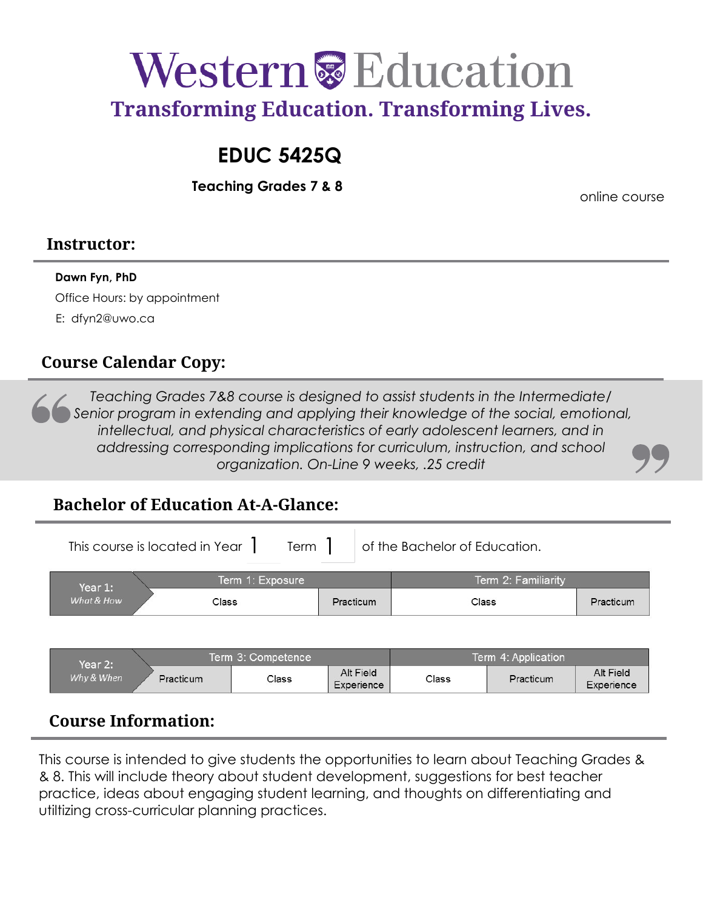# Western Education

**Transforming Education. Transforming Lives.**

# EDUC 5425Q

**Teaching Grades 7 & 8**

online course

## Instructor:

**Dawn Fyn, PhD**

Office Hours: by appointment

E: dfyn2@uwo.ca

## Course Calendar Copy:

> *Teaching Grades 7&8 course is designed to assist students in the Intermediate/ Senior program in extending and applying their knowledge of the social, emotional, intellectual, and physical characteristics of early adolescent learners, and in addressing corresponding implications for curriculum, instruction, and school organization. On-Line 9 weeks, .25 credit*

## Bachelor of Education At-A-Glance:

This course is located in Year 1 Term 1 of the Bachelor of Education.

| Year 1: *What & How* | Term 1: Exposure | | Term 2: Familiarity | |
|---|---|---|---|---|
| | Class | Practicum | Class | Practicum |

| Year 2: *Why & When* | Term 3: Competence | | | Term 4: Application | | |
|---|---|---|---|---|---|---|
| | Practicum | Class | Alt Field Experience | Class | Practicum | Alt Field Experience |

## Course Information:

This course is intended to give students the opportunities to learn about Teaching Grades & & 8. This will include theory about student development, suggestions for best teacher practice, ideas about engaging student learning, and thoughts on differentiating and utiltizing cross-curricular planning practices.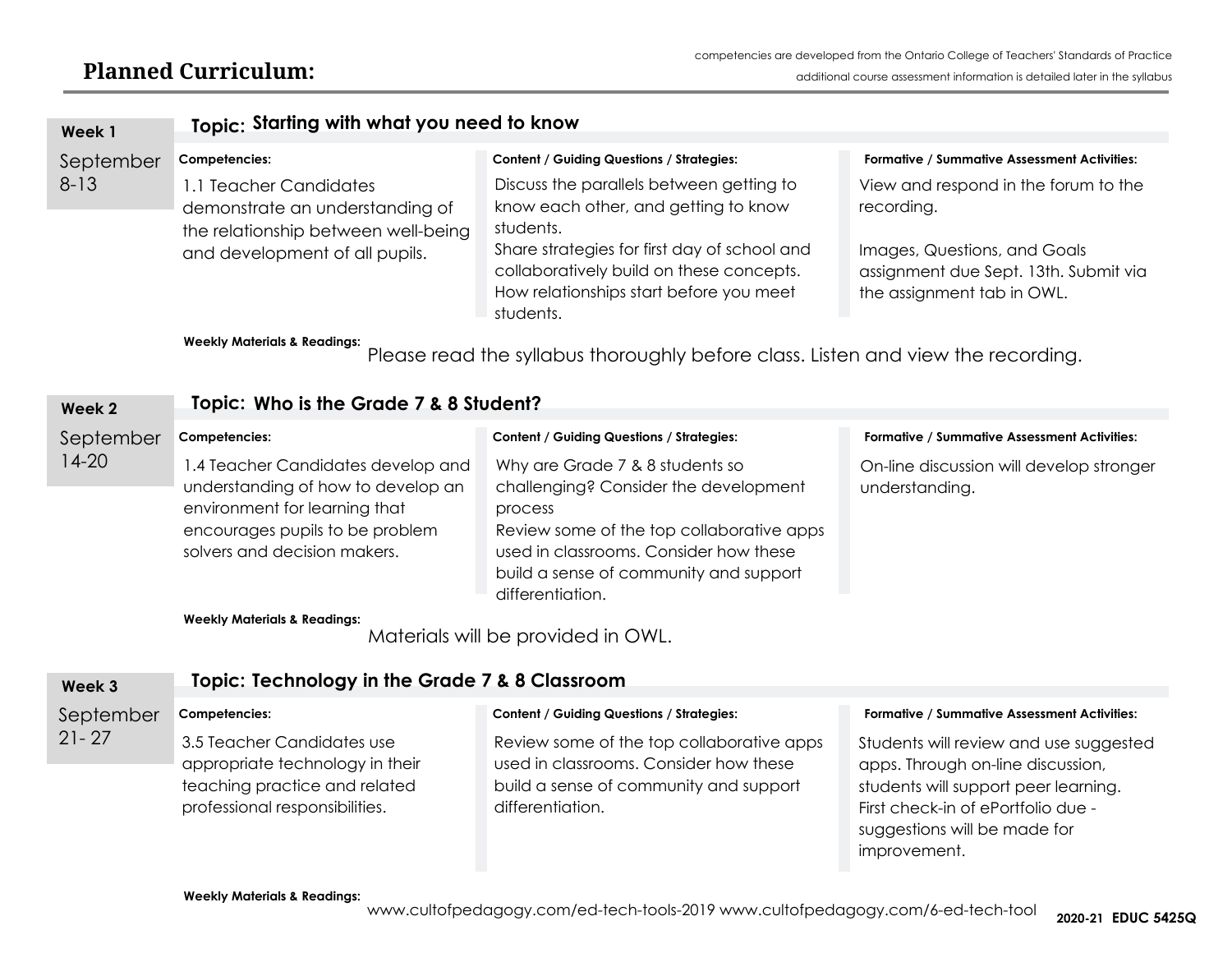## Planned Curriculum:

competencies are developed from the Ontario College of Teachers' Standards of Practice

additional course assessment information is detailed later in the syllabus

### Week 1 — September 8-13

**Topic: Starting with what you need to know**

| Competencies: | Content / Guiding Questions / Strategies: | Formative / Summative Assessment Activities: |
| --- | --- | --- |
| 1.1 Teacher Candidates demonstrate an understanding of the relationship between well-being and development of all pupils. | Discuss the parallels between getting to know each other, and getting to know students. Share strategies for first day of school and collaboratively build on these concepts. How relationships start before you meet students. | View and respond in the forum to the recording. Images, Questions, and Goals assignment due Sept. 13th. Submit via the assignment tab in OWL. |

**Weekly Materials & Readings:** Please read the syllabus thoroughly before class. Listen and view the recording.

### Week 2 — September 14-20

**Topic: Who is the Grade 7 & 8 Student?**

| Competencies: | Content / Guiding Questions / Strategies: | Formative / Summative Assessment Activities: |
| --- | --- | --- |
| 1.4 Teacher Candidates develop and understanding of how to develop an environment for learning that encourages pupils to be problem solvers and decision makers. | Why are Grade 7 & 8 students so challenging? Consider the development process. Review some of the top collaborative apps used in classrooms. Consider how these build a sense of community and support differentiation. | On-line discussion will develop stronger understanding. |

**Weekly Materials & Readings:** Materials will be provided in OWL.

### Week 3 — September 21- 27

**Topic: Technology in the Grade 7 & 8 Classroom**

| Competencies: | Content / Guiding Questions / Strategies: | Formative / Summative Assessment Activities: |
| --- | --- | --- |
| 3.5 Teacher Candidates use appropriate technology in their teaching practice and related professional responsibilities. | Review some of the top collaborative apps used in classrooms. Consider how these build a sense of community and support differentiation. | Students will review and use suggested apps. Through on-line discussion, students will support peer learning. First check-in of ePortfolio due - suggestions will be made for improvement. |

**Weekly Materials & Readings:** www.cultofpedagogy.com/ed-tech-tools-2019 www.cultofpedagogy.com/6-ed-tech-tool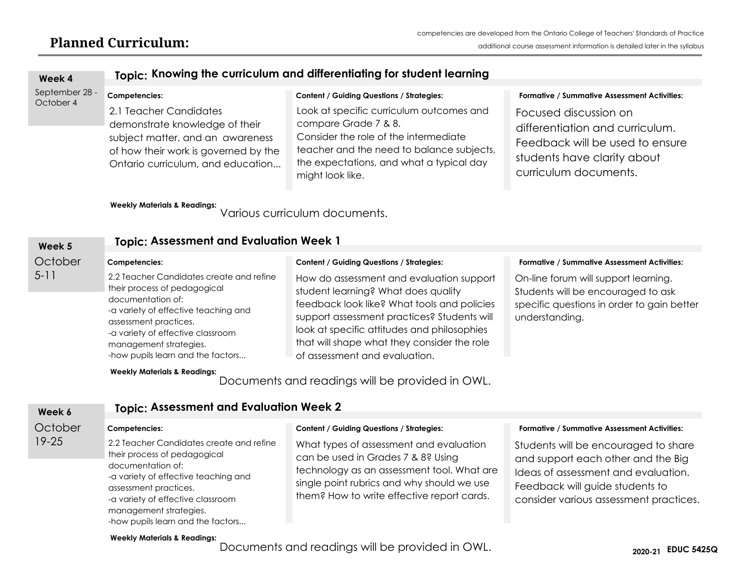## Planned Curriculum:

competencies are developed from the Ontario College of Teachers' Standards of Practice

additional course assessment information is detailed later in the syllabus

### Week 4

September 28 - October 4

**Topic: Knowing the curriculum and differentiating for student learning**

**Competencies:**

2.1 Teacher Candidates demonstrate knowledge of their subject matter, and an awareness of how their work is governed by the Ontario curriculum, and education...

**Content / Guiding Questions / Strategies:**

Look at specific curriculum outcomes and compare Grade 7 & 8.
Consider the role of the intermediate teacher and the need to balance subjects, the expectations, and what a typical day might look like.

**Formative / Summative Assessment Activities:**

Focused discussion on differentiation and curriculum. Feedback will be used to ensure students have clarity about curriculum documents.

**Weekly Materials & Readings:** Various curriculum documents.

### Week 5

October 5-11

**Topic: Assessment and Evaluation Week 1**

**Competencies:**

2.2 Teacher Candidates create and refine their process of pedagogical documentation of:
-a variety of effective teaching and assessment practices.
-a variety of effective classroom management strategies.
-how pupils learn and the factors...

**Content / Guiding Questions / Strategies:**

How do assessment and evaluation support student learning? What does quality feedback look like? What tools and policies support assessment practices? Students will look at specific attitudes and philosophies that will shape what they consider the role of assessment and evaluation.

**Formative / Summative Assessment Activities:**

On-line forum will support learning. Students will be encouraged to ask specific questions in order to gain better understanding.

**Weekly Materials & Readings:** Documents and readings will be provided in OWL.

### Week 6

October 19-25

**Topic: Assessment and Evaluation Week 2**

**Competencies:**

2.2 Teacher Candidates create and refine their process of pedagogical documentation of:
-a variety of effective teaching and assessment practices.
-a variety of effective classroom management strategies.
-how pupils learn and the factors...

**Content / Guiding Questions / Strategies:**

What types of assessment and evaluation can be used in Grades 7 & 8? Using technology as an assessment tool. What are single point rubrics and why should we use them? How to write effective report cards.

**Formative / Summative Assessment Activities:**

Students will be encouraged to share and support each other and the Big Ideas of assessment and evaluation. Feedback will guide students to consider various assessment practices.

**Weekly Materials & Readings:** Documents and readings will be provided in OWL.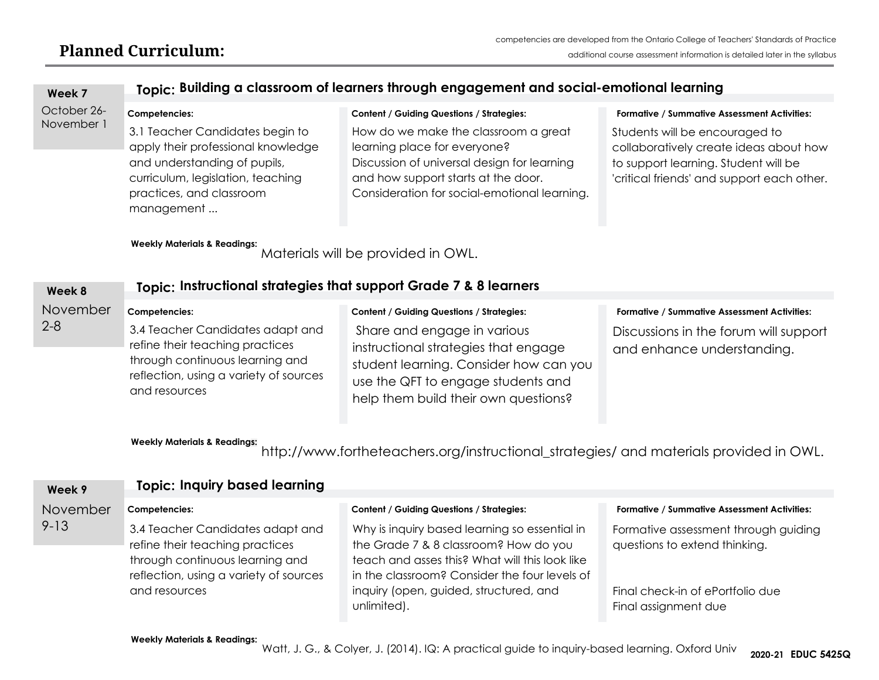## Planned Curriculum:

competencies are developed from the Ontario College of Teachers' Standards of Practice

additional course assessment information is detailed later in the syllabus

### Week 7 — October 26-November 1

**Topic: Building a classroom of learners through engagement and social-emotional learning**

| Competencies: | Content / Guiding Questions / Strategies: | Formative / Summative Assessment Activities: |
|---|---|---|
| 3.1 Teacher Candidates begin to apply their professional knowledge and understanding of pupils, curriculum, legislation, teaching practices, and classroom management ... | How do we make the classroom a great learning place for everyone? Discussion of universal design for learning and how support starts at the door. Consideration for social-emotional learning. | Students will be encouraged to collaboratively create ideas about how to support learning. Student will be 'critical friends' and support each other. |

**Weekly Materials & Readings:** Materials will be provided in OWL.

### Week 8 — November 2-8

**Topic: Instructional strategies that support Grade 7 & 8 learners**

| Competencies: | Content / Guiding Questions / Strategies: | Formative / Summative Assessment Activities: |
|---|---|---|
| 3.4 Teacher Candidates adapt and refine their teaching practices through continuous learning and reflection, using a variety of sources and resources | Share and engage in various instructional strategies that engage student learning. Consider how can you use the QFT to engage students and help them build their own questions? | Discussions in the forum will support and enhance understanding. |

**Weekly Materials & Readings:** http://www.fortheteachers.org/instructional_strategies/ and materials provided in OWL.

### Week 9 — November 9-13

**Topic: Inquiry based learning**

| Competencies: | Content / Guiding Questions / Strategies: | Formative / Summative Assessment Activities: |
|---|---|---|
| 3.4 Teacher Candidates adapt and refine their teaching practices through continuous learning and reflection, using a variety of sources and resources | Why is inquiry based learning so essential in the Grade 7 & 8 classroom? How do you teach and asses this? What will this look like in the classroom? Consider the four levels of inquiry (open, guided, structured, and unlimited). | Formative assessment through guiding questions to extend thinking.<br><br>Final check-in of ePortfolio due<br>Final assignment due |

**Weekly Materials & Readings:** Watt, J. G., & Colyer, J. (2014). IQ: A practical guide to inquiry-based learning. Oxford Univ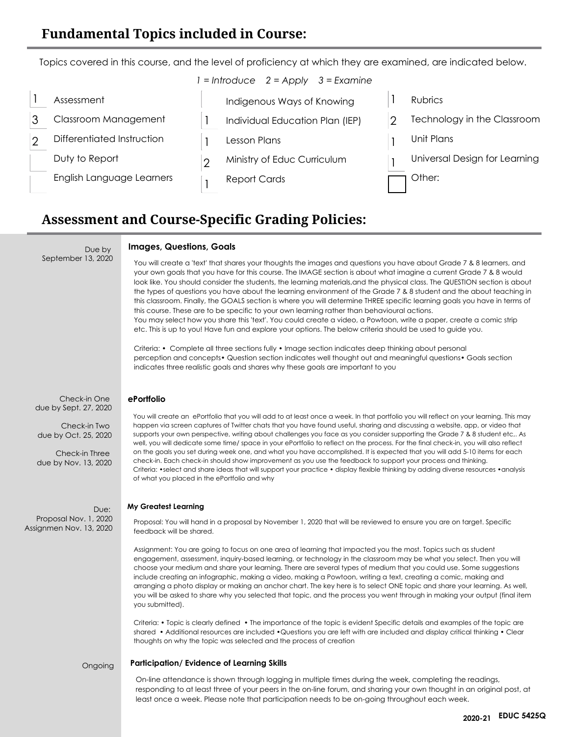## Fundamental Topics included in Course:

Topics covered in this course, and the level of proficiency at which they are examined, are indicated below.

*1 = Introduce  2 = Apply  3 = Examine*

| Level | Topic | Level | Topic | Level | Topic |
|---|---|---|---|---|---|
| 1 | Assessment | | Indigenous Ways of Knowing | 1 | Rubrics |
| 3 | Classroom Management | 1 | Individual Education Plan (IEP) | 2 | Technology in the Classroom |
| 2 | Differentiated Instruction | 1 | Lesson Plans | 1 | Unit Plans |
| | Duty to Report | 2 | Ministry of Educ Curriculum | 1 | Universal Design for Learning |
| | English Language Learners | 1 | Report Cards | | Other: |

## Assessment and Course-Specific Grading Policies:

Due by September 13, 2020

**Images, Questions, Goals**

You will create a 'text' that shares your thoughts the images and questions you have about Grade 7 & 8 learners, and your own goals that you have for this course. The IMAGE section is about what imagine a current Grade 7 & 8 would look like. You should consider the students, the learning materials,and the physical class. The QUESTION section is about the types of questions you have about the learning environment of the Grade 7 & 8 student and the about teaching in this classroom. Finally, the GOALS section is where you will determine THREE specific learning goals you have in terms of this course. These are to be specific to your own learning rather than behavioural actions.
You may select how you share this 'text'. You could create a video, a Powtoon, write a paper, create a comic strip etc. This is up to you! Have fun and explore your options. The below criteria should be used to guide you.

Criteria: • Complete all three sections fully • Image section indicates deep thinking about personal perception and concepts• Question section indicates well thought out and meaningful questions• Goals section indicates three realistic goals and shares why these goals are important to you

Check-in One due by Sept. 27, 2020

Check-in Two due by Oct. 25, 2020

Check-in Three due by Nov. 13, 2020

**ePortfolio**

You will create an ePortfolio that you will add to at least once a week. In that portfolio you will reflect on your learning. This may happen via screen captures of Twitter chats that you have found useful, sharing and discussing a website, app, or video that supports your own perspective, writing about challenges you face as you consider supporting the Grade 7 & 8 student etc,. As well, you will dedicate some time/ space in your ePortfolio to reflect on the process. For the final check-in, you will also reflect on the goals you set during week one, and what you have accomplished. It is expected that you will add 5-10 items for each check-in. Each check-in should show improvement as you use the feedback to support your process and thinking.
Criteria: •select and share ideas that will support your practice • display flexible thinking by adding diverse resources •analysis of what you placed in the ePortfolio and why

Due: Proposal Nov. 1, 2020 Assignmen Nov. 13, 2020

**My Greatest Learning**

Proposal: You will hand in a proposal by November 1, 2020 that will be reviewed to ensure you are on target. Specific feedback will be shared.

Assignment: You are going to focus on one area of learning that impacted you the most. Topics such as student engagement, assessment, inquiry-based learning, or technology in the classroom may be what you select. Then you will choose your medium and share your learning. There are several types of medium that you could use. Some suggestions include creating an infographic, making a video, making a Powtoon, writing a text, creating a comic, making and arranging a photo display or making an anchor chart. The key here is to select ONE topic and share your learning. As well, you will be asked to share why you selected that topic, and the process you went through in making your output (final item you submitted).

Criteria: • Topic is clearly defined • The importance of the topic is evident Specific details and examples of the topic are shared • Additional resources are included •Questions you are left with are included and display critical thinking • Clear thoughts on why the topic was selected and the process of creation

Ongoing

**Participation/ Evidence of Learning Skills**

On-line attendance is shown through logging in multiple times during the week, completing the readings, responding to at least three of your peers in the on-line forum, and sharing your own thought in an original post, at least once a week. Please note that participation needs to be on-going throughout each week.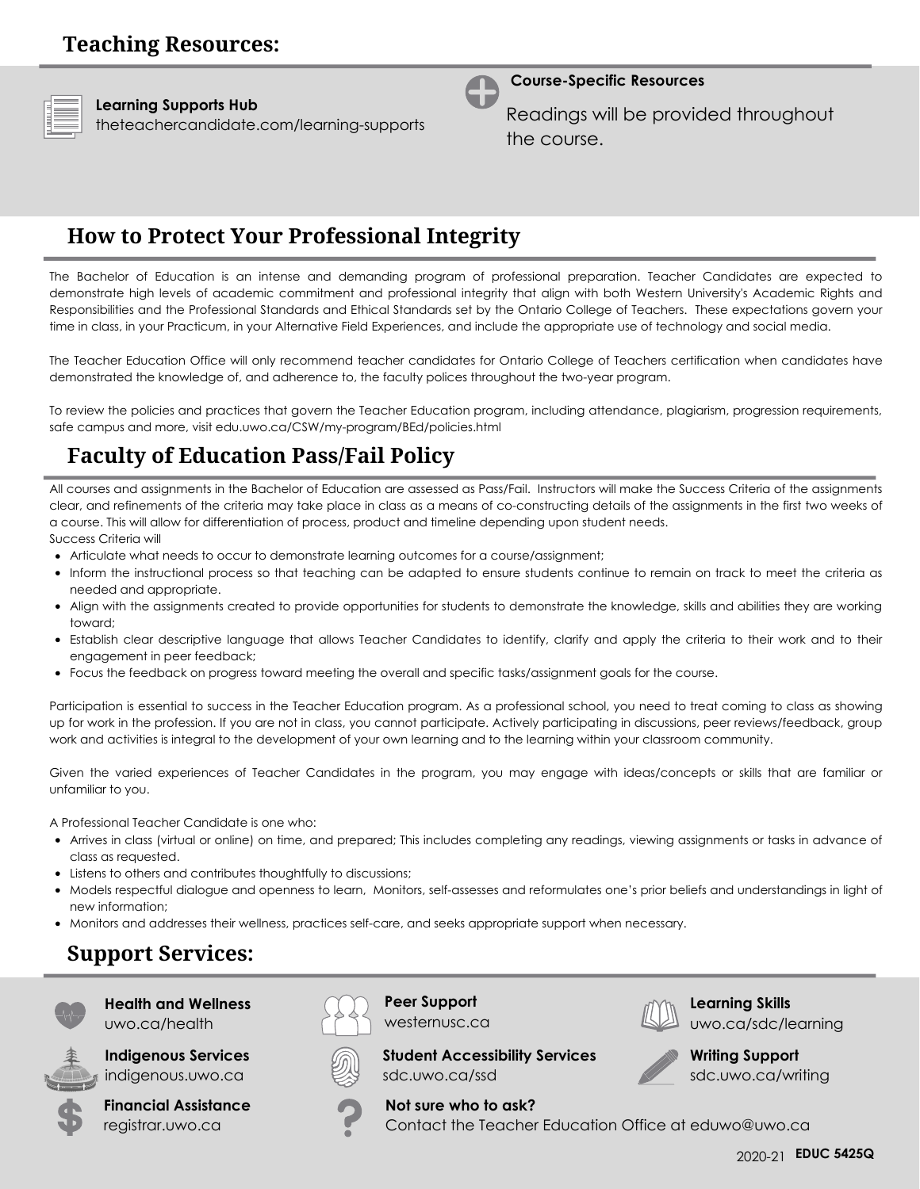## Teaching Resources:

**Learning Supports Hub**
theteachercandidate.com/learning-supports

**Course-Specific Resources**
Readings will be provided throughout the course.

## How to Protect Your Professional Integrity

The Bachelor of Education is an intense and demanding program of professional preparation. Teacher Candidates are expected to demonstrate high levels of academic commitment and professional integrity that align with both Western University's Academic Rights and Responsibilities and the Professional Standards and Ethical Standards set by the Ontario College of Teachers. These expectations govern your time in class, in your Practicum, in your Alternative Field Experiences, and include the appropriate use of technology and social media.

The Teacher Education Office will only recommend teacher candidates for Ontario College of Teachers certification when candidates have demonstrated the knowledge of, and adherence to, the faculty polices throughout the two-year program.

To review the policies and practices that govern the Teacher Education program, including attendance, plagiarism, progression requirements, safe campus and more, visit edu.uwo.ca/CSW/my-program/BEd/policies.html

## Faculty of Education Pass/Fail Policy

All courses and assignments in the Bachelor of Education are assessed as Pass/Fail. Instructors will make the Success Criteria of the assignments clear, and refinements of the criteria may take place in class as a means of co-constructing details of the assignments in the first two weeks of a course. This will allow for differentiation of process, product and timeline depending upon student needs.
Success Criteria will

- Articulate what needs to occur to demonstrate learning outcomes for a course/assignment;
- Inform the instructional process so that teaching can be adapted to ensure students continue to remain on track to meet the criteria as needed and appropriate.
- Align with the assignments created to provide opportunities for students to demonstrate the knowledge, skills and abilities they are working toward;
- Establish clear descriptive language that allows Teacher Candidates to identify, clarify and apply the criteria to their work and to their engagement in peer feedback;
- Focus the feedback on progress toward meeting the overall and specific tasks/assignment goals for the course.

Participation is essential to success in the Teacher Education program. As a professional school, you need to treat coming to class as showing up for work in the profession. If you are not in class, you cannot participate. Actively participating in discussions, peer reviews/feedback, group work and activities is integral to the development of your own learning and to the learning within your classroom community.

Given the varied experiences of Teacher Candidates in the program, you may engage with ideas/concepts or skills that are familiar or unfamiliar to you.

A Professional Teacher Candidate is one who:

- Arrives in class (virtual or online) on time, and prepared; This includes completing any readings, viewing assignments or tasks in advance of class as requested.
- Listens to others and contributes thoughtfully to discussions;
- Models respectful dialogue and openness to learn, Monitors, self-assesses and reformulates one's prior beliefs and understandings in light of new information;
- Monitors and addresses their wellness, practices self-care, and seeks appropriate support when necessary.

## Support Services:

**Health and Wellness**
uwo.ca/health

**Peer Support**
westernusc.ca

**Learning Skills**
uwo.ca/sdc/learning

**Indigenous Services**
indigenous.uwo.ca

**Student Accessibility Services**
sdc.uwo.ca/ssd

**Writing Support**
sdc.uwo.ca/writing

**Financial Assistance**
registrar.uwo.ca

**Not sure who to ask?**
Contact the Teacher Education Office at eduwo@uwo.ca

2020-21 **EDUC 5425Q**